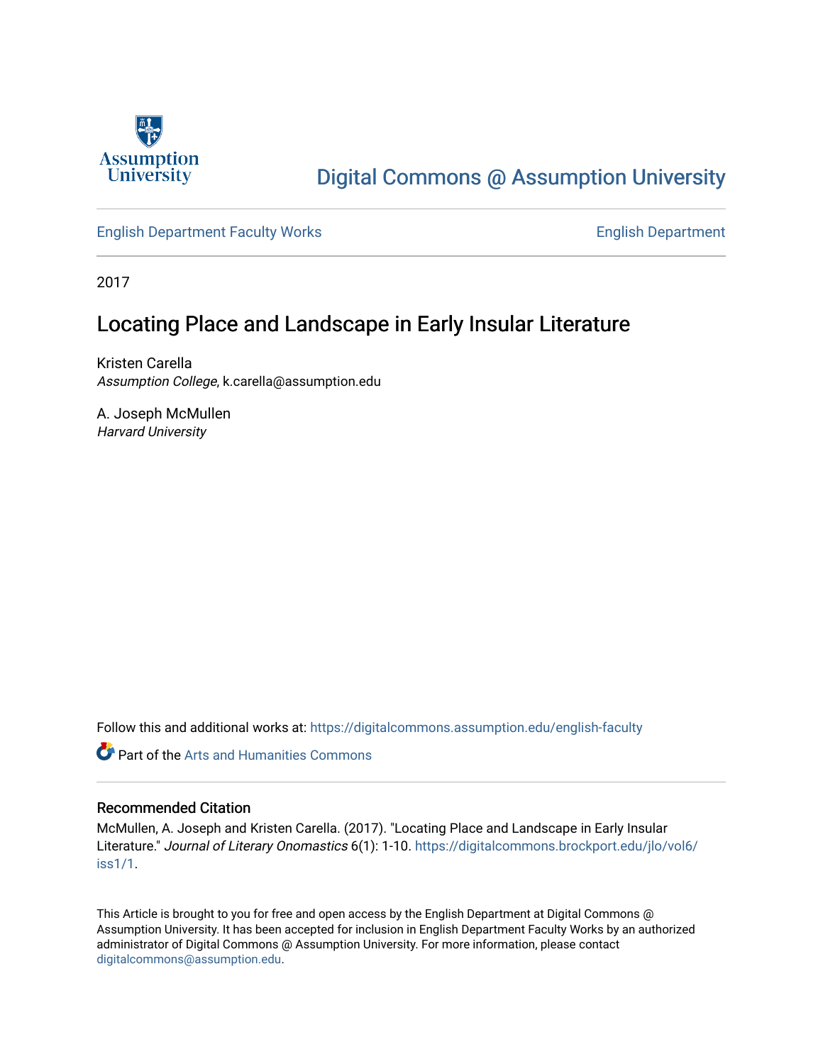Assumption University

# Digital Commons @ Assumption University

English Department Faculty Works

English Department

2017

## Locating Place and Landscape in Early Insular Literature

Kristen Carella
*Assumption College*, k.carella@assumption.edu

A. Joseph McMullen
*Harvard University*

Follow this and additional works at: https://digitalcommons.assumption.edu/english-faculty

Part of the Arts and Humanities Commons

### Recommended Citation

McMullen, A. Joseph and Kristen Carella. (2017). "Locating Place and Landscape in Early Insular Literature." *Journal of Literary Onomastics* 6(1): 1-10. https://digitalcommons.brockport.edu/jlo/vol6/iss1/1.

This Article is brought to you for free and open access by the English Department at Digital Commons @ Assumption University. It has been accepted for inclusion in English Department Faculty Works by an authorized administrator of Digital Commons @ Assumption University. For more information, please contact digitalcommons@assumption.edu.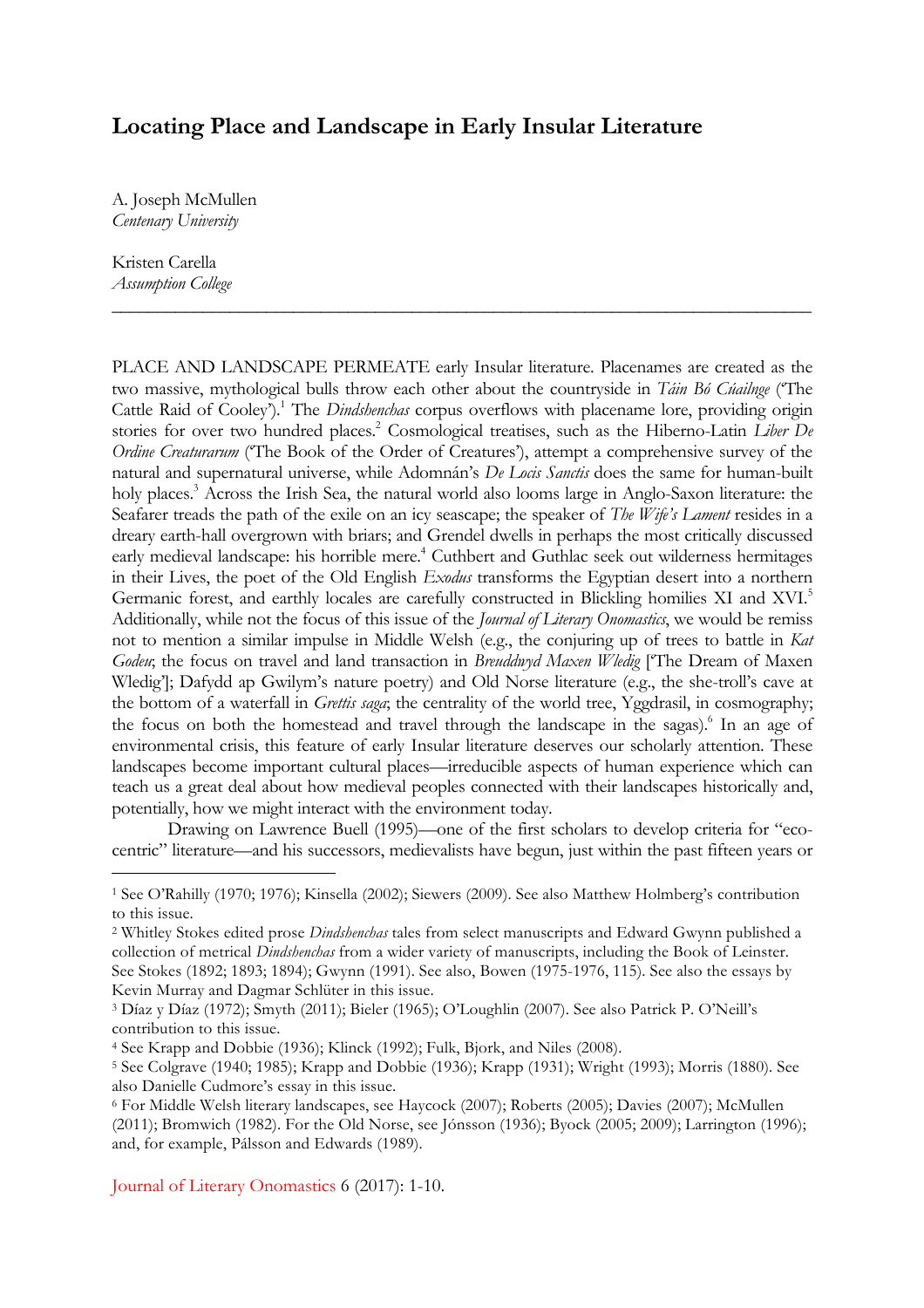# Locating Place and Landscape in Early Insular Literature

A. Joseph McMullen
*Centenary University*

Kristen Carella
*Assumption College*

---

PLACE AND LANDSCAPE PERMEATE early Insular literature. Placenames are created as the two massive, mythological bulls throw each other about the countryside in *Táin Bó Cúailnge* ('The Cattle Raid of Cooley').[1] The *Dindshenchas* corpus overflows with placename lore, providing origin stories for over two hundred places.[2] Cosmological treatises, such as the Hiberno-Latin *Liber De Ordine Creaturarum* ('The Book of the Order of Creatures'), attempt a comprehensive survey of the natural and supernatural universe, while Adomnán's *De Locis Sanctis* does the same for human-built holy places.[3] Across the Irish Sea, the natural world also looms large in Anglo-Saxon literature: the Seafarer treads the path of the exile on an icy seascape; the speaker of *The Wife's Lament* resides in a dreary earth-hall overgrown with briars; and Grendel dwells in perhaps the most critically discussed early medieval landscape: his horrible mere.[4] Cuthbert and Guthlac seek out wilderness hermitages in their Lives, the poet of the Old English *Exodus* transforms the Egyptian desert into a northern Germanic forest, and earthly locales are carefully constructed in Blickling homilies XI and XVI.[5] Additionally, while not the focus of this issue of the *Journal of Literary Onomastics*, we would be remiss not to mention a similar impulse in Middle Welsh (e.g., the conjuring up of trees to battle in *Kat Godeu*; the focus on travel and land transaction in *Breuddwyd Maxen Wledig* ['The Dream of Maxen Wledig']; Dafydd ap Gwilym's nature poetry) and Old Norse literature (e.g., the she-troll's cave at the bottom of a waterfall in *Grettis saga*; the centrality of the world tree, Yggdrasil, in cosmography; the focus on both the homestead and travel through the landscape in the sagas).[6] In an age of environmental crisis, this feature of early Insular literature deserves our scholarly attention. These landscapes become important cultural places—irreducible aspects of human experience which can teach us a great deal about how medieval peoples connected with their landscapes historically and, potentially, how we might interact with the environment today.

Drawing on Lawrence Buell (1995)—one of the first scholars to develop criteria for "eco-centric" literature—and his successors, medievalists have begun, just within the past fifteen years or

---

[1] See O'Rahilly (1970; 1976); Kinsella (2002); Siewers (2009). See also Matthew Holmberg's contribution to this issue.

[2] Whitley Stokes edited prose *Dindshenchas* tales from select manuscripts and Edward Gwynn published a collection of metrical *Dindshenchas* from a wider variety of manuscripts, including the Book of Leinster. See Stokes (1892; 1893; 1894); Gwynn (1991). See also, Bowen (1975-1976, 115). See also the essays by Kevin Murray and Dagmar Schlüter in this issue.

[3] Díaz y Díaz (1972); Smyth (2011); Bieler (1965); O'Loughlin (2007). See also Patrick P. O'Neill's contribution to this issue.

[4] See Krapp and Dobbie (1936); Klinck (1992); Fulk, Bjork, and Niles (2008).

[5] See Colgrave (1940; 1985); Krapp and Dobbie (1936); Krapp (1931); Wright (1993); Morris (1880). See also Danielle Cudmore's essay in this issue.

[6] For Middle Welsh literary landscapes, see Haycock (2007); Roberts (2005); Davies (2007); McMullen (2011); Bromwich (1982). For the Old Norse, see Jónsson (1936); Byock (2005; 2009); Larrington (1996); and, for example, Pálsson and Edwards (1989).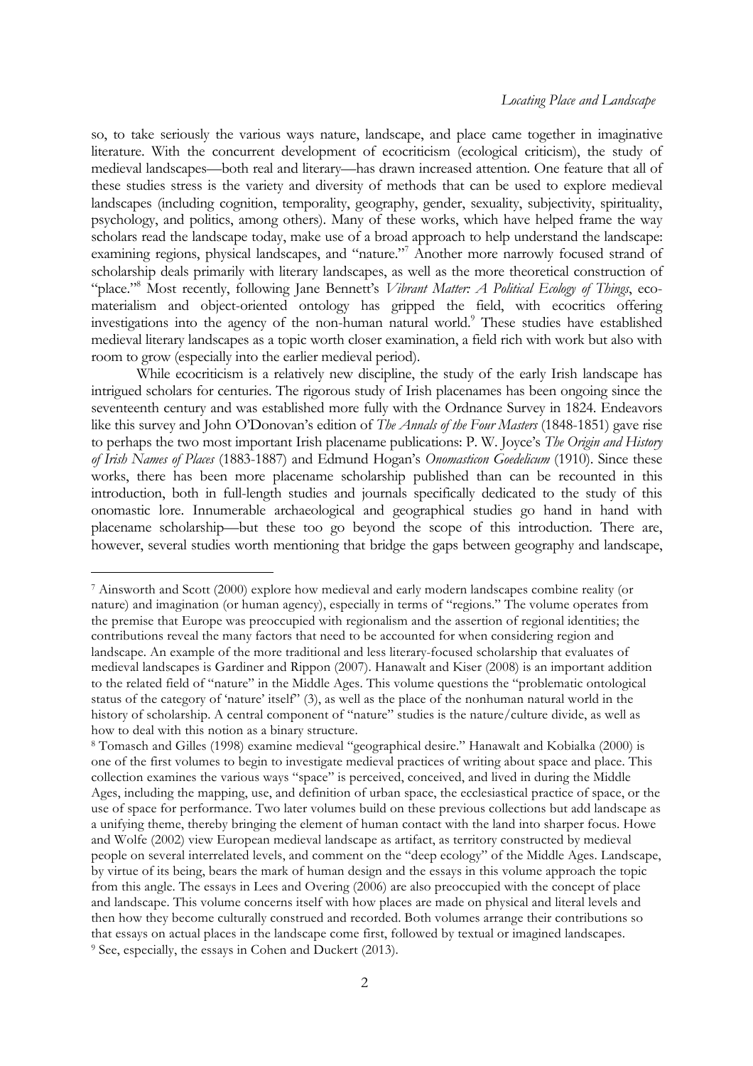so, to take seriously the various ways nature, landscape, and place came together in imaginative literature. With the concurrent development of ecocriticism (ecological criticism), the study of medieval landscapes—both real and literary—has drawn increased attention. One feature that all of these studies stress is the variety and diversity of methods that can be used to explore medieval landscapes (including cognition, temporality, geography, gender, sexuality, subjectivity, spirituality, psychology, and politics, among others). Many of these works, which have helped frame the way scholars read the landscape today, make use of a broad approach to help understand the landscape: examining regions, physical landscapes, and "nature."[7] Another more narrowly focused strand of scholarship deals primarily with literary landscapes, as well as the more theoretical construction of "place."[8] Most recently, following Jane Bennett's *Vibrant Matter: A Political Ecology of Things*, eco-materialism and object-oriented ontology has gripped the field, with ecocritics offering investigations into the agency of the non-human natural world.[9] These studies have established medieval literary landscapes as a topic worth closer examination, a field rich with work but also with room to grow (especially into the earlier medieval period).

While ecocriticism is a relatively new discipline, the study of the early Irish landscape has intrigued scholars for centuries. The rigorous study of Irish placenames has been ongoing since the seventeenth century and was established more fully with the Ordnance Survey in 1824. Endeavors like this survey and John O'Donovan's edition of *The Annals of the Four Masters* (1848-1851) gave rise to perhaps the two most important Irish placename publications: P. W. Joyce's *The Origin and History of Irish Names of Places* (1883-1887) and Edmund Hogan's *Onomasticon Goedelicum* (1910). Since these works, there has been more placename scholarship published than can be recounted in this introduction, both in full-length studies and journals specifically dedicated to the study of this onomastic lore. Innumerable archaeological and geographical studies go hand in hand with placename scholarship—but these too go beyond the scope of this introduction. There are, however, several studies worth mentioning that bridge the gaps between geography and landscape,

---

[7] Ainsworth and Scott (2000) explore how medieval and early modern landscapes combine reality (or nature) and imagination (or human agency), especially in terms of "regions." The volume operates from the premise that Europe was preoccupied with regionalism and the assertion of regional identities; the contributions reveal the many factors that need to be accounted for when considering region and landscape. An example of the more traditional and less literary-focused scholarship that evaluates of medieval landscapes is Gardiner and Rippon (2007). Hanawalt and Kiser (2008) is an important addition to the related field of "nature" in the Middle Ages. This volume questions the "problematic ontological status of the category of 'nature' itself" (3), as well as the place of the nonhuman natural world in the history of scholarship. A central component of "nature" studies is the nature/culture divide, as well as how to deal with this notion as a binary structure.

[8] Tomasch and Gilles (1998) examine medieval "geographical desire." Hanawalt and Kobialka (2000) is one of the first volumes to begin to investigate medieval practices of writing about space and place. This collection examines the various ways "space" is perceived, conceived, and lived in during the Middle Ages, including the mapping, use, and definition of urban space, the ecclesiastical practice of space, or the use of space for performance. Two later volumes build on these previous collections but add landscape as a unifying theme, thereby bringing the element of human contact with the land into sharper focus. Howe and Wolfe (2002) view European medieval landscape as artifact, as territory constructed by medieval people on several interrelated levels, and comment on the "deep ecology" of the Middle Ages. Landscape, by virtue of its being, bears the mark of human design and the essays in this volume approach the topic from this angle. The essays in Lees and Overing (2006) are also preoccupied with the concept of place and landscape. This volume concerns itself with how places are made on physical and literal levels and then how they become culturally construed and recorded. Both volumes arrange their contributions so that essays on actual places in the landscape come first, followed by textual or imagined landscapes.

[9] See, especially, the essays in Cohen and Duckert (2013).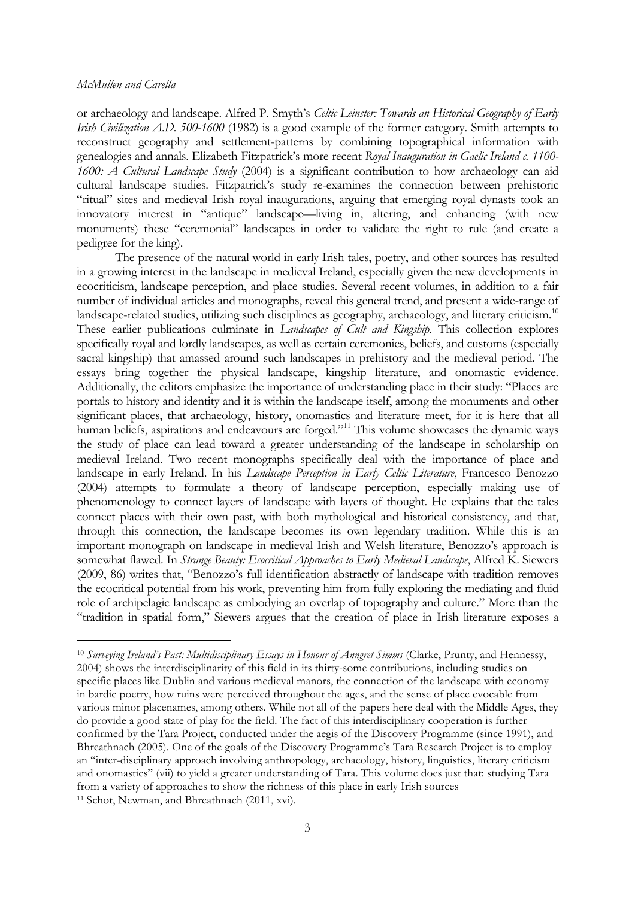or archaeology and landscape. Alfred P. Smyth's *Celtic Leinster: Towards an Historical Geography of Early Irish Civilization A.D. 500-1600* (1982) is a good example of the former category. Smith attempts to reconstruct geography and settlement-patterns by combining topographical information with genealogies and annals. Elizabeth Fitzpatrick's more recent *Royal Inauguration in Gaelic Ireland c. 1100-1600: A Cultural Landscape Study* (2004) is a significant contribution to how archaeology can aid cultural landscape studies. Fitzpatrick's study re-examines the connection between prehistoric "ritual" sites and medieval Irish royal inaugurations, arguing that emerging royal dynasts took an innovatory interest in "antique" landscape—living in, altering, and enhancing (with new monuments) these "ceremonial" landscapes in order to validate the right to rule (and create a pedigree for the king).

The presence of the natural world in early Irish tales, poetry, and other sources has resulted in a growing interest in the landscape in medieval Ireland, especially given the new developments in ecocriticism, landscape perception, and place studies. Several recent volumes, in addition to a fair number of individual articles and monographs, reveal this general trend, and present a wide-range of landscape-related studies, utilizing such disciplines as geography, archaeology, and literary criticism.[10] These earlier publications culminate in *Landscapes of Cult and Kingship*. This collection explores specifically royal and lordly landscapes, as well as certain ceremonies, beliefs, and customs (especially sacral kingship) that amassed around such landscapes in prehistory and the medieval period. The essays bring together the physical landscape, kingship literature, and onomastic evidence. Additionally, the editors emphasize the importance of understanding place in their study: "Places are portals to history and identity and it is within the landscape itself, among the monuments and other significant places, that archaeology, history, onomastics and literature meet, for it is here that all human beliefs, aspirations and endeavours are forged."[11] This volume showcases the dynamic ways the study of place can lead toward a greater understanding of the landscape in scholarship on medieval Ireland. Two recent monographs specifically deal with the importance of place and landscape in early Ireland. In his *Landscape Perception in Early Celtic Literature*, Francesco Benozzo (2004) attempts to formulate a theory of landscape perception, especially making use of phenomenology to connect layers of landscape with layers of thought. He explains that the tales connect places with their own past, with both mythological and historical consistency, and that, through this connection, the landscape becomes its own legendary tradition. While this is an important monograph on landscape in medieval Irish and Welsh literature, Benozzo's approach is somewhat flawed. In *Strange Beauty: Ecocritical Approaches to Early Medieval Landscape*, Alfred K. Siewers (2009, 86) writes that, "Benozzo's full identification abstractly of landscape with tradition removes the ecocritical potential from his work, preventing him from fully exploring the mediating and fluid role of archipelagic landscape as embodying an overlap of topography and culture." More than the "tradition in spatial form," Siewers argues that the creation of place in Irish literature exposes a

---

[10] *Surveying Ireland's Past: Multidisciplinary Essays in Honour of Anngret Simms* (Clarke, Prunty, and Hennessy, 2004) shows the interdisciplinarity of this field in its thirty-some contributions, including studies on specific places like Dublin and various medieval manors, the connection of the landscape with economy in bardic poetry, how ruins were perceived throughout the ages, and the sense of place evocable from various minor placenames, among others. While not all of the papers here deal with the Middle Ages, they do provide a good state of play for the field. The fact of this interdisciplinary cooperation is further confirmed by the Tara Project, conducted under the aegis of the Discovery Programme (since 1991), and Bhreathnach (2005). One of the goals of the Discovery Programme's Tara Research Project is to employ an "inter-disciplinary approach involving anthropology, archaeology, history, linguistics, literary criticism and onomastics" (vii) to yield a greater understanding of Tara. This volume does just that: studying Tara from a variety of approaches to show the richness of this place in early Irish sources

[11] Schot, Newman, and Bhreathnach (2011, xvi).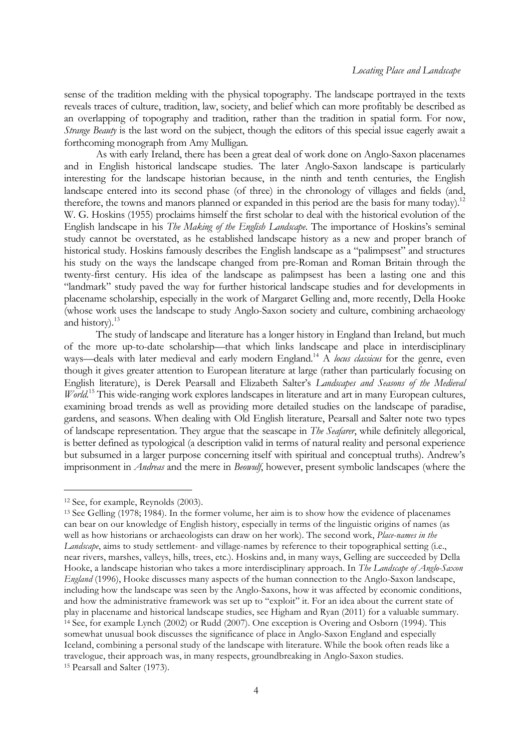sense of the tradition melding with the physical topography. The landscape portrayed in the texts reveals traces of culture, tradition, law, society, and belief which can more profitably be described as an overlapping of topography and tradition, rather than the tradition in spatial form. For now, *Strange Beauty* is the last word on the subject, though the editors of this special issue eagerly await a forthcoming monograph from Amy Mulligan.

As with early Ireland, there has been a great deal of work done on Anglo-Saxon placenames and in English historical landscape studies. The later Anglo-Saxon landscape is particularly interesting for the landscape historian because, in the ninth and tenth centuries, the English landscape entered into its second phase (of three) in the chronology of villages and fields (and, therefore, the towns and manors planned or expanded in this period are the basis for many today).[12] W. G. Hoskins (1955) proclaims himself the first scholar to deal with the historical evolution of the English landscape in his *The Making of the English Landscape*. The importance of Hoskins's seminal study cannot be overstated, as he established landscape history as a new and proper branch of historical study. Hoskins famously describes the English landscape as a "palimpsest" and structures his study on the ways the landscape changed from pre-Roman and Roman Britain through the twenty-first century. His idea of the landscape as palimpsest has been a lasting one and this "landmark" study paved the way for further historical landscape studies and for developments in placename scholarship, especially in the work of Margaret Gelling and, more recently, Della Hooke (whose work uses the landscape to study Anglo-Saxon society and culture, combining archaeology and history).[13]

The study of landscape and literature has a longer history in England than Ireland, but much of the more up-to-date scholarship—that which links landscape and place in interdisciplinary ways—deals with later medieval and early modern England.[14] A *locus classicus* for the genre, even though it gives greater attention to European literature at large (rather than particularly focusing on English literature), is Derek Pearsall and Elizabeth Salter's *Landscapes and Seasons of the Medieval World*.[15] This wide-ranging work explores landscapes in literature and art in many European cultures, examining broad trends as well as providing more detailed studies on the landscape of paradise, gardens, and seasons. When dealing with Old English literature, Pearsall and Salter note two types of landscape representation. They argue that the seascape in *The Seafarer*, while definitely allegorical, is better defined as typological (a description valid in terms of natural reality and personal experience but subsumed in a larger purpose concerning itself with spiritual and conceptual truths). Andrew's imprisonment in *Andreas* and the mere in *Beowulf*, however, present symbolic landscapes (where the

---

[12] See, for example, Reynolds (2003).

[13] See Gelling (1978; 1984). In the former volume, her aim is to show how the evidence of placenames can bear on our knowledge of English history, especially in terms of the linguistic origins of names (as well as how historians or archaeologists can draw on her work). The second work, *Place-names in the Landscape*, aims to study settlement- and village-names by reference to their topographical setting (i.e., near rivers, marshes, valleys, hills, trees, etc.). Hoskins and, in many ways, Gelling are succeeded by Della Hooke, a landscape historian who takes a more interdisciplinary approach. In *The Landscape of Anglo-Saxon England* (1996), Hooke discusses many aspects of the human connection to the Anglo-Saxon landscape, including how the landscape was seen by the Anglo-Saxons, how it was affected by economic conditions, and how the administrative framework was set up to "exploit" it. For an idea about the current state of play in placename and historical landscape studies, see Higham and Ryan (2011) for a valuable summary.

[14] See, for example Lynch (2002) or Rudd (2007). One exception is Overing and Osborn (1994). This somewhat unusual book discusses the significance of place in Anglo-Saxon England and especially Iceland, combining a personal study of the landscape with literature. While the book often reads like a travelogue, their approach was, in many respects, groundbreaking in Anglo-Saxon studies.

[15] Pearsall and Salter (1973).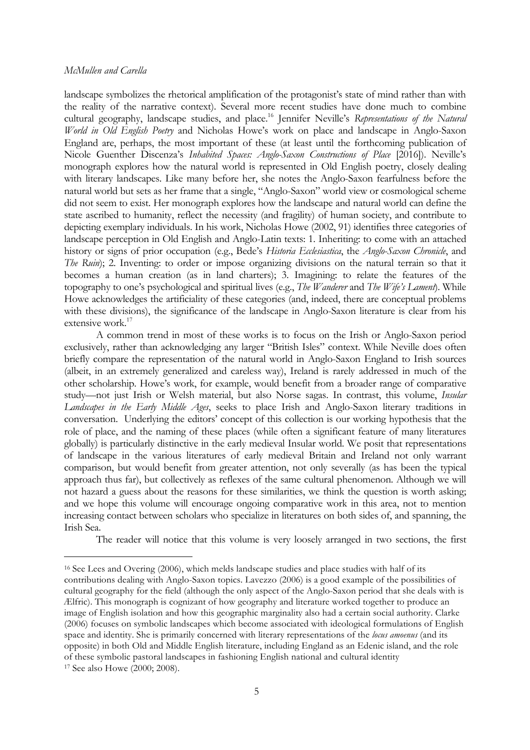landscape symbolizes the rhetorical amplification of the protagonist's state of mind rather than with the reality of the narrative context). Several more recent studies have done much to combine cultural geography, landscape studies, and place.[16] Jennifer Neville's *Representations of the Natural World in Old English Poetry* and Nicholas Howe's work on place and landscape in Anglo-Saxon England are, perhaps, the most important of these (at least until the forthcoming publication of Nicole Guenther Discenza's *Inhabited Spaces: Anglo-Saxon Constructions of Place* [2016]). Neville's monograph explores how the natural world is represented in Old English poetry, closely dealing with literary landscapes. Like many before her, she notes the Anglo-Saxon fearfulness before the natural world but sets as her frame that a single, "Anglo-Saxon" world view or cosmological scheme did not seem to exist. Her monograph explores how the landscape and natural world can define the state ascribed to humanity, reflect the necessity (and fragility) of human society, and contribute to depicting exemplary individuals. In his work, Nicholas Howe (2002, 91) identifies three categories of landscape perception in Old English and Anglo-Latin texts: 1. Inheriting: to come with an attached history or signs of prior occupation (e.g., Bede's *Historia Ecclesiastica*, the *Anglo-Saxon Chronicle*, and *The Ruin*); 2. Inventing: to order or impose organizing divisions on the natural terrain so that it becomes a human creation (as in land charters); 3. Imagining: to relate the features of the topography to one's psychological and spiritual lives (e.g., *The Wanderer* and *The Wife's Lament*). While Howe acknowledges the artificiality of these categories (and, indeed, there are conceptual problems with these divisions), the significance of the landscape in Anglo-Saxon literature is clear from his extensive work.[17]

A common trend in most of these works is to focus on the Irish or Anglo-Saxon period exclusively, rather than acknowledging any larger "British Isles" context. While Neville does often briefly compare the representation of the natural world in Anglo-Saxon England to Irish sources (albeit, in an extremely generalized and careless way), Ireland is rarely addressed in much of the other scholarship. Howe's work, for example, would benefit from a broader range of comparative study—not just Irish or Welsh material, but also Norse sagas. In contrast, this volume, *Insular Landscapes in the Early Middle Ages*, seeks to place Irish and Anglo-Saxon literary traditions in conversation. Underlying the editors' concept of this collection is our working hypothesis that the role of place, and the naming of these places (while often a significant feature of many literatures globally) is particularly distinctive in the early medieval Insular world. We posit that representations of landscape in the various literatures of early medieval Britain and Ireland not only warrant comparison, but would benefit from greater attention, not only severally (as has been the typical approach thus far), but collectively as reflexes of the same cultural phenomenon. Although we will not hazard a guess about the reasons for these similarities, we think the question is worth asking; and we hope this volume will encourage ongoing comparative work in this area, not to mention increasing contact between scholars who specialize in literatures on both sides of, and spanning, the Irish Sea.

The reader will notice that this volume is very loosely arranged in two sections, the first

---

[16] See Lees and Overing (2006), which melds landscape studies and place studies with half of its contributions dealing with Anglo-Saxon topics. Lavezzo (2006) is a good example of the possibilities of cultural geography for the field (although the only aspect of the Anglo-Saxon period that she deals with is Ælfric). This monograph is cognizant of how geography and literature worked together to produce an image of English isolation and how this geographic marginality also had a certain social authority. Clarke (2006) focuses on symbolic landscapes which become associated with ideological formulations of English space and identity. She is primarily concerned with literary representations of the *locus amoenus* (and its opposite) in both Old and Middle English literature, including England as an Edenic island, and the role of these symbolic pastoral landscapes in fashioning English national and cultural identity

[17] See also Howe (2000; 2008).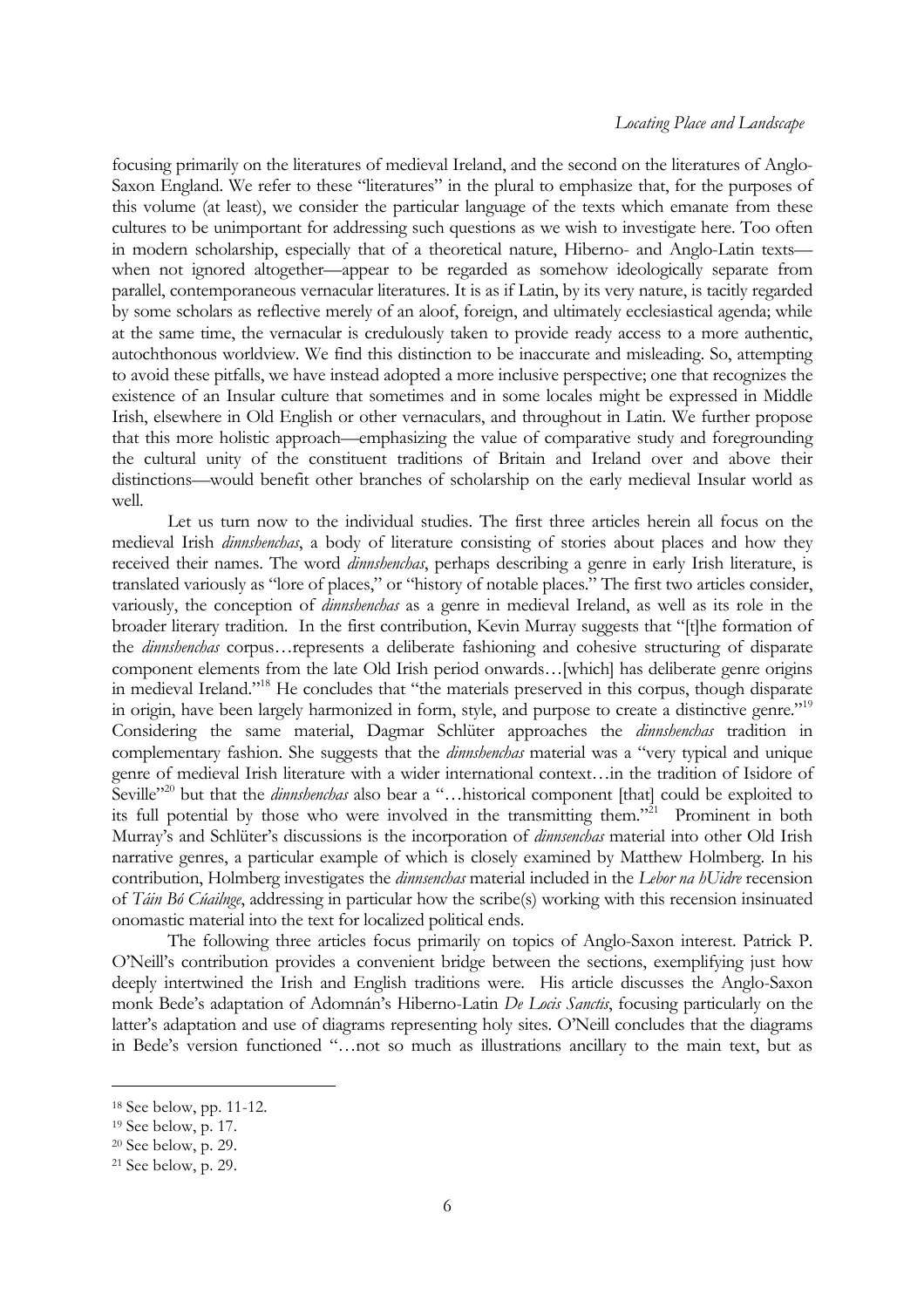focusing primarily on the literatures of medieval Ireland, and the second on the literatures of Anglo-Saxon England. We refer to these "literatures" in the plural to emphasize that, for the purposes of this volume (at least), we consider the particular language of the texts which emanate from these cultures to be unimportant for addressing such questions as we wish to investigate here. Too often in modern scholarship, especially that of a theoretical nature, Hiberno- and Anglo-Latin texts—when not ignored altogether—appear to be regarded as somehow ideologically separate from parallel, contemporaneous vernacular literatures. It is as if Latin, by its very nature, is tacitly regarded by some scholars as reflective merely of an aloof, foreign, and ultimately ecclesiastical agenda; while at the same time, the vernacular is credulously taken to provide ready access to a more authentic, autochthonous worldview. We find this distinction to be inaccurate and misleading. So, attempting to avoid these pitfalls, we have instead adopted a more inclusive perspective; one that recognizes the existence of an Insular culture that sometimes and in some locales might be expressed in Middle Irish, elsewhere in Old English or other vernaculars, and throughout in Latin. We further propose that this more holistic approach—emphasizing the value of comparative study and foregrounding the cultural unity of the constituent traditions of Britain and Ireland over and above their distinctions—would benefit other branches of scholarship on the early medieval Insular world as well.

Let us turn now to the individual studies. The first three articles herein all focus on the medieval Irish *dinnshenchas*, a body of literature consisting of stories about places and how they received their names. The word *dinnshenchas*, perhaps describing a genre in early Irish literature, is translated variously as "lore of places," or "history of notable places." The first two articles consider, variously, the conception of *dinnshenchas* as a genre in medieval Ireland, as well as its role in the broader literary tradition. In the first contribution, Kevin Murray suggests that "[t]he formation of the *dinnshenchas* corpus…represents a deliberate fashioning and cohesive structuring of disparate component elements from the late Old Irish period onwards…[which] has deliberate genre origins in medieval Ireland."[18] He concludes that "the materials preserved in this corpus, though disparate in origin, have been largely harmonized in form, style, and purpose to create a distinctive genre."[19] Considering the same material, Dagmar Schlüter approaches the *dinnshenchas* tradition in complementary fashion. She suggests that the *dinnshenchas* material was a "very typical and unique genre of medieval Irish literature with a wider international context…in the tradition of Isidore of Seville"[20] but that the *dinnshenchas* also bear a "…historical component [that] could be exploited to its full potential by those who were involved in the transmitting them."[21] Prominent in both Murray's and Schlüter's discussions is the incorporation of *dinnsenchas* material into other Old Irish narrative genres, a particular example of which is closely examined by Matthew Holmberg. In his contribution, Holmberg investigates the *dinnsenchas* material included in the *Lebor na hUidre* recension of *Táin Bó Cúailnge*, addressing in particular how the scribe(s) working with this recension insinuated onomastic material into the text for localized political ends.

The following three articles focus primarily on topics of Anglo-Saxon interest. Patrick P. O'Neill's contribution provides a convenient bridge between the sections, exemplifying just how deeply intertwined the Irish and English traditions were. His article discusses the Anglo-Saxon monk Bede's adaptation of Adomnán's Hiberno-Latin *De Locis Sanctis*, focusing particularly on the latter's adaptation and use of diagrams representing holy sites. O'Neill concludes that the diagrams in Bede's version functioned "…not so much as illustrations ancillary to the main text, but as

[18] See below, pp. 11-12.

[19] See below, p. 17.

[20] See below, p. 29.

[21] See below, p. 29.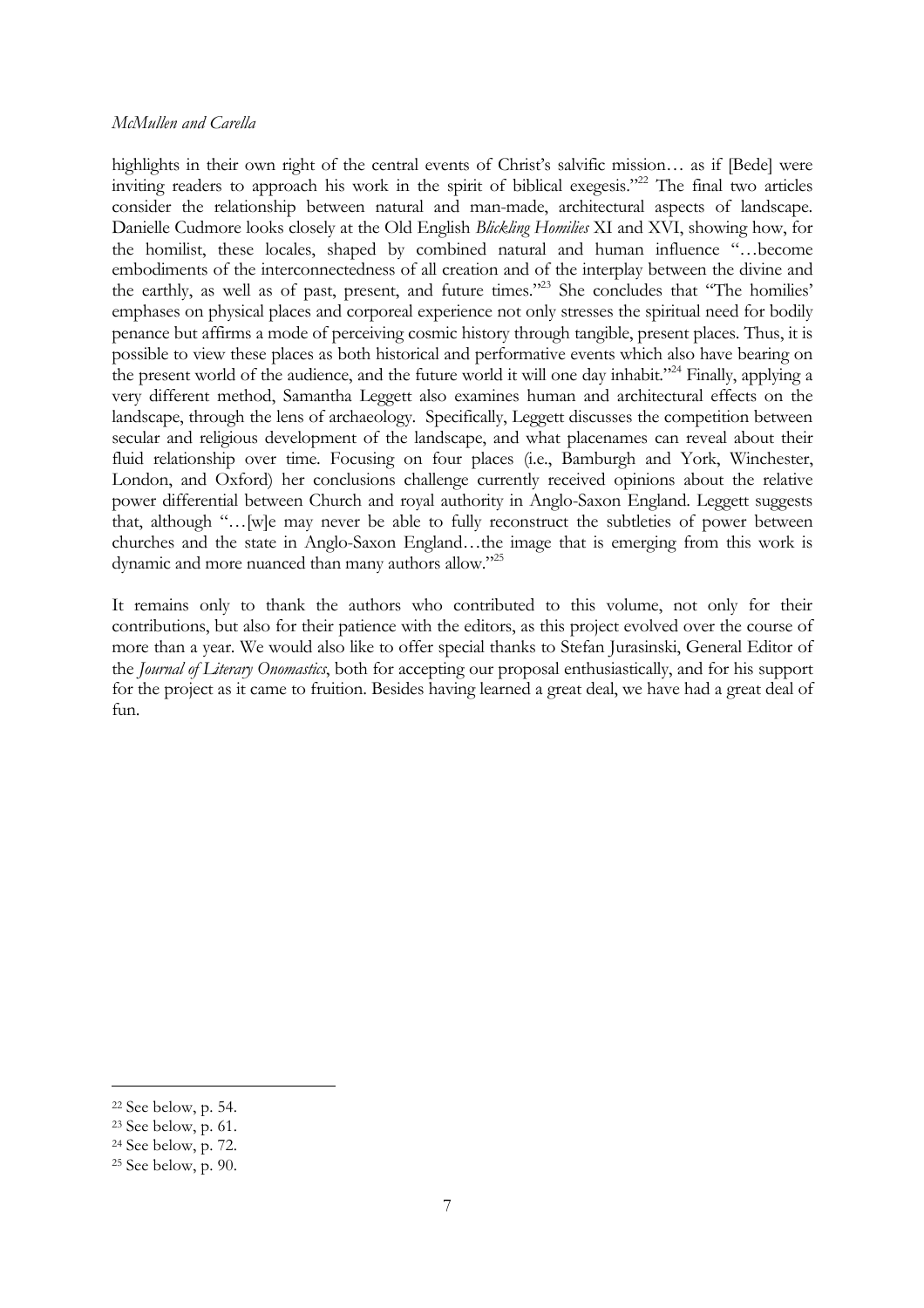highlights in their own right of the central events of Christ's salvific mission… as if [Bede] were inviting readers to approach his work in the spirit of biblical exegesis."[22] The final two articles consider the relationship between natural and man-made, architectural aspects of landscape. Danielle Cudmore looks closely at the Old English *Blickling Homilies* XI and XVI, showing how, for the homilist, these locales, shaped by combined natural and human influence "…become embodiments of the interconnectedness of all creation and of the interplay between the divine and the earthly, as well as of past, present, and future times."[23] She concludes that "The homilies' emphases on physical places and corporeal experience not only stresses the spiritual need for bodily penance but affirms a mode of perceiving cosmic history through tangible, present places. Thus, it is possible to view these places as both historical and performative events which also have bearing on the present world of the audience, and the future world it will one day inhabit."[24] Finally, applying a very different method, Samantha Leggett also examines human and architectural effects on the landscape, through the lens of archaeology. Specifically, Leggett discusses the competition between secular and religious development of the landscape, and what placenames can reveal about their fluid relationship over time. Focusing on four places (i.e., Bamburgh and York, Winchester, London, and Oxford) her conclusions challenge currently received opinions about the relative power differential between Church and royal authority in Anglo-Saxon England. Leggett suggests that, although "…[w]e may never be able to fully reconstruct the subtleties of power between churches and the state in Anglo-Saxon England…the image that is emerging from this work is dynamic and more nuanced than many authors allow."[25]

It remains only to thank the authors who contributed to this volume, not only for their contributions, but also for their patience with the editors, as this project evolved over the course of more than a year. We would also like to offer special thanks to Stefan Jurasinski, General Editor of the *Journal of Literary Onomastics*, both for accepting our proposal enthusiastically, and for his support for the project as it came to fruition. Besides having learned a great deal, we have had a great deal of fun.

---

[22] See below, p. 54.

[23] See below, p. 61.

[24] See below, p. 72.

[25] See below, p. 90.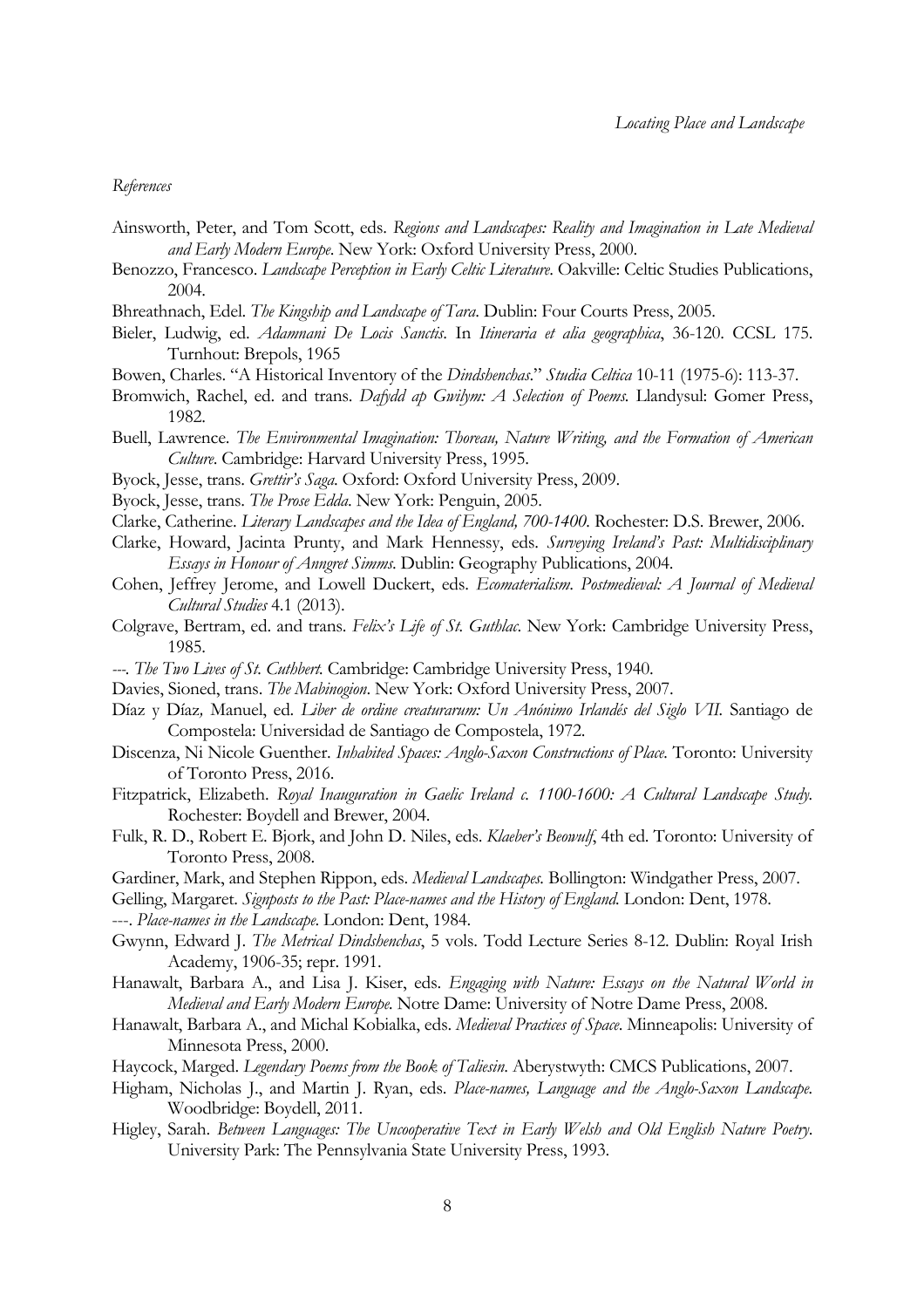*References*

Ainsworth, Peter, and Tom Scott, eds. *Regions and Landscapes: Reality and Imagination in Late Medieval and Early Modern Europe*. New York: Oxford University Press, 2000.

Benozzo, Francesco. *Landscape Perception in Early Celtic Literature*. Oakville: Celtic Studies Publications, 2004.

Bhreathnach, Edel. *The Kingship and Landscape of Tara*. Dublin: Four Courts Press, 2005.

Bieler, Ludwig, ed. *Adamnani De Locis Sanctis*. In *Itineraria et alia geographica*, 36-120. CCSL 175. Turnhout: Brepols, 1965

Bowen, Charles. "A Historical Inventory of the *Dindshenchas*." *Studia Celtica* 10-11 (1975-6): 113-37.

Bromwich, Rachel, ed. and trans. *Dafydd ap Gwilym: A Selection of Poems*. Llandysul: Gomer Press, 1982.

Buell, Lawrence. *The Environmental Imagination: Thoreau, Nature Writing, and the Formation of American Culture*. Cambridge: Harvard University Press, 1995.

Byock, Jesse, trans. *Grettir's Saga*. Oxford: Oxford University Press, 2009.

Byock, Jesse, trans. *The Prose Edda*. New York: Penguin, 2005.

Clarke, Catherine. *Literary Landscapes and the Idea of England, 700-1400*. Rochester: D.S. Brewer, 2006.

Clarke, Howard, Jacinta Prunty, and Mark Hennessy, eds. *Surveying Ireland's Past: Multidisciplinary Essays in Honour of Anngret Simms*. Dublin: Geography Publications, 2004.

Cohen, Jeffrey Jerome, and Lowell Duckert, eds. *Ecomaterialism*. *Postmedieval: A Journal of Medieval Cultural Studies* 4.1 (2013).

Colgrave, Bertram, ed. and trans. *Felix's Life of St. Guthlac*. New York: Cambridge University Press, 1985.

---. *The Two Lives of St. Cuthbert*. Cambridge: Cambridge University Press, 1940.

Davies, Sioned, trans. *The Mabinogion*. New York: Oxford University Press, 2007.

Díaz y Díaz, Manuel, ed. *Liber de ordine creaturarum: Un Anónimo Irlandés del Siglo VII*. Santiago de Compostela: Universidad de Santiago de Compostela, 1972.

Discenza, Ni Nicole Guenther. *Inhabited Spaces: Anglo-Saxon Constructions of Place*. Toronto: University of Toronto Press, 2016.

Fitzpatrick, Elizabeth. *Royal Inauguration in Gaelic Ireland c. 1100-1600: A Cultural Landscape Study*. Rochester: Boydell and Brewer, 2004.

Fulk, R. D., Robert E. Bjork, and John D. Niles, eds. *Klaeber's Beowulf*, 4th ed. Toronto: University of Toronto Press, 2008.

Gardiner, Mark, and Stephen Rippon, eds. *Medieval Landscapes*. Bollington: Windgather Press, 2007.

Gelling, Margaret. *Signposts to the Past: Place-names and the History of England*. London: Dent, 1978.

---. *Place-names in the Landscape*. London: Dent, 1984.

Gwynn, Edward J. *The Metrical Dindshenchas*, 5 vols. Todd Lecture Series 8-12. Dublin: Royal Irish Academy, 1906-35; repr. 1991.

Hanawalt, Barbara A., and Lisa J. Kiser, eds. *Engaging with Nature: Essays on the Natural World in Medieval and Early Modern Europe*. Notre Dame: University of Notre Dame Press, 2008.

Hanawalt, Barbara A., and Michal Kobialka, eds. *Medieval Practices of Space*. Minneapolis: University of Minnesota Press, 2000.

Haycock, Marged. *Legendary Poems from the Book of Taliesin*. Aberystwyth: CMCS Publications, 2007.

Higham, Nicholas J., and Martin J. Ryan, eds. *Place-names, Language and the Anglo-Saxon Landscape*. Woodbridge: Boydell, 2011.

Higley, Sarah. *Between Languages: The Uncooperative Text in Early Welsh and Old English Nature Poetry*. University Park: The Pennsylvania State University Press, 1993.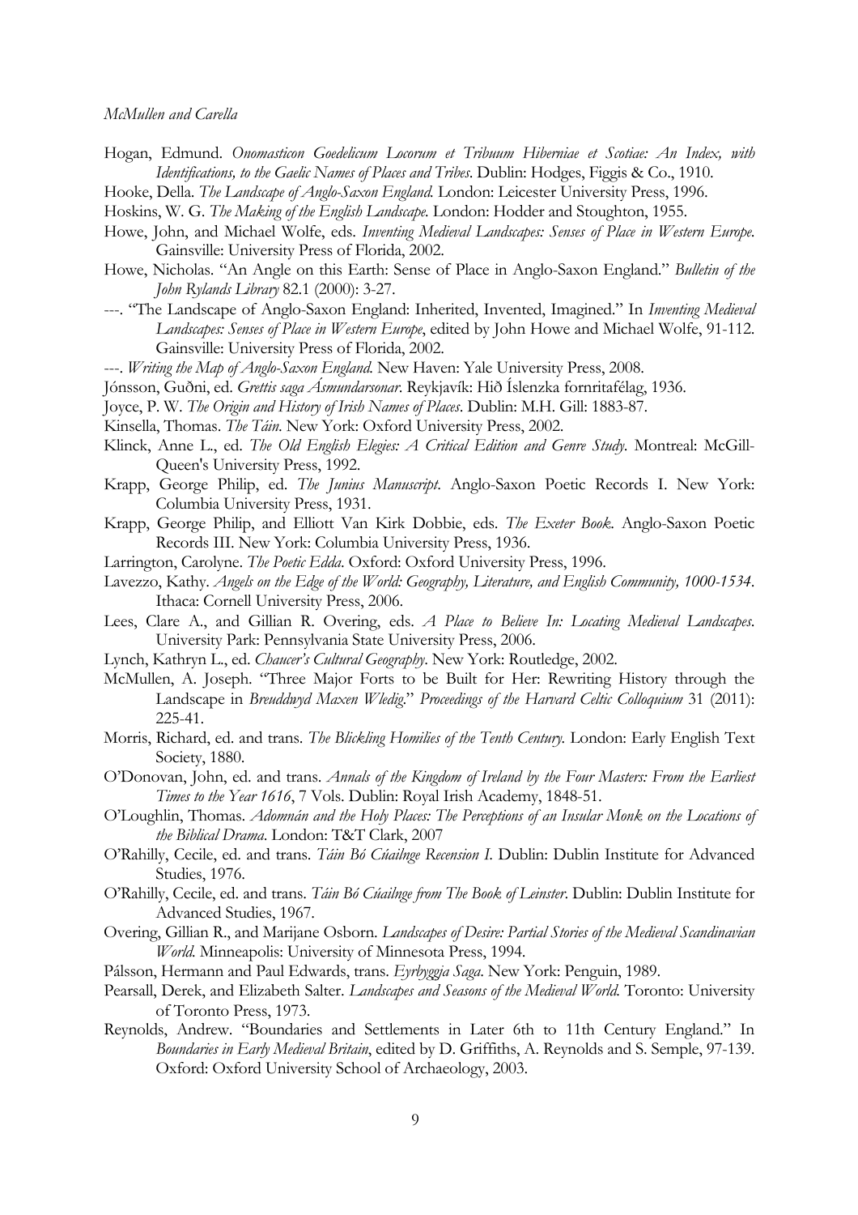Hogan, Edmund. *Onomasticon Goedelicum Locorum et Tribuum Hiberniae et Scotiae: An Index, with Identifications, to the Gaelic Names of Places and Tribes*. Dublin: Hodges, Figgis & Co., 1910.

Hooke, Della. *The Landscape of Anglo-Saxon England.* London: Leicester University Press, 1996.

Hoskins, W. G. *The Making of the English Landscape.* London: Hodder and Stoughton, 1955.

Howe, John, and Michael Wolfe, eds. *Inventing Medieval Landscapes: Senses of Place in Western Europe.* Gainsville: University Press of Florida, 2002.

Howe, Nicholas. "An Angle on this Earth: Sense of Place in Anglo-Saxon England." *Bulletin of the John Rylands Library* 82.1 (2000): 3-27.

---. "The Landscape of Anglo-Saxon England: Inherited, Invented, Imagined." In *Inventing Medieval Landscapes: Senses of Place in Western Europe*, edited by John Howe and Michael Wolfe, 91-112. Gainsville: University Press of Florida, 2002.

---. *Writing the Map of Anglo-Saxon England.* New Haven: Yale University Press, 2008.

Jónsson, Guðni, ed. *Grettis saga Ásmundarsonar*. Reykjavík: Hið Íslenzka fornritafélag, 1936.

Joyce, P. W. *The Origin and History of Irish Names of Places*. Dublin: M.H. Gill: 1883-87.

Kinsella, Thomas. *The Táin*. New York: Oxford University Press, 2002.

Klinck, Anne L., ed. *The Old English Elegies: A Critical Edition and Genre Study.* Montreal: McGill-Queen's University Press, 1992.

Krapp, George Philip, ed. *The Junius Manuscript*. Anglo-Saxon Poetic Records I. New York: Columbia University Press, 1931.

Krapp, George Philip, and Elliott Van Kirk Dobbie, eds. *The Exeter Book.* Anglo-Saxon Poetic Records III. New York: Columbia University Press, 1936.

Larrington, Carolyne. *The Poetic Edda.* Oxford: Oxford University Press, 1996.

Lavezzo, Kathy. *Angels on the Edge of the World: Geography, Literature, and English Community, 1000-1534*. Ithaca: Cornell University Press, 2006.

Lees, Clare A., and Gillian R. Overing, eds. *A Place to Believe In: Locating Medieval Landscapes*. University Park: Pennsylvania State University Press, 2006.

Lynch, Kathryn L., ed. *Chaucer's Cultural Geography*. New York: Routledge, 2002.

McMullen, A. Joseph. "Three Major Forts to be Built for Her: Rewriting History through the Landscape in *Breuddwyd Maxen Wledig*." *Proceedings of the Harvard Celtic Colloquium* 31 (2011): 225-41.

Morris, Richard, ed. and trans. *The Blickling Homilies of the Tenth Century.* London: Early English Text Society, 1880.

O'Donovan, John, ed. and trans. *Annals of the Kingdom of Ireland by the Four Masters: From the Earliest Times to the Year 1616*, 7 Vols. Dublin: Royal Irish Academy, 1848-51.

O'Loughlin, Thomas. *Adomnán and the Holy Places: The Perceptions of an Insular Monk on the Locations of the Biblical Drama*. London: T&T Clark, 2007

O'Rahilly, Cecile, ed. and trans. *Táin Bó Cúailnge Recension I*. Dublin: Dublin Institute for Advanced Studies, 1976.

O'Rahilly, Cecile, ed. and trans. *Táin Bó Cúailnge from The Book of Leinster*. Dublin: Dublin Institute for Advanced Studies, 1967.

Overing, Gillian R., and Marijane Osborn. *Landscapes of Desire: Partial Stories of the Medieval Scandinavian World.* Minneapolis: University of Minnesota Press, 1994.

Pálsson, Hermann and Paul Edwards, trans. *Eyrbyggja Saga*. New York: Penguin, 1989.

Pearsall, Derek, and Elizabeth Salter. *Landscapes and Seasons of the Medieval World.* Toronto: University of Toronto Press, 1973.

Reynolds, Andrew. "Boundaries and Settlements in Later 6th to 11th Century England." In *Boundaries in Early Medieval Britain*, edited by D. Griffiths, A. Reynolds and S. Semple, 97-139. Oxford: Oxford University School of Archaeology, 2003.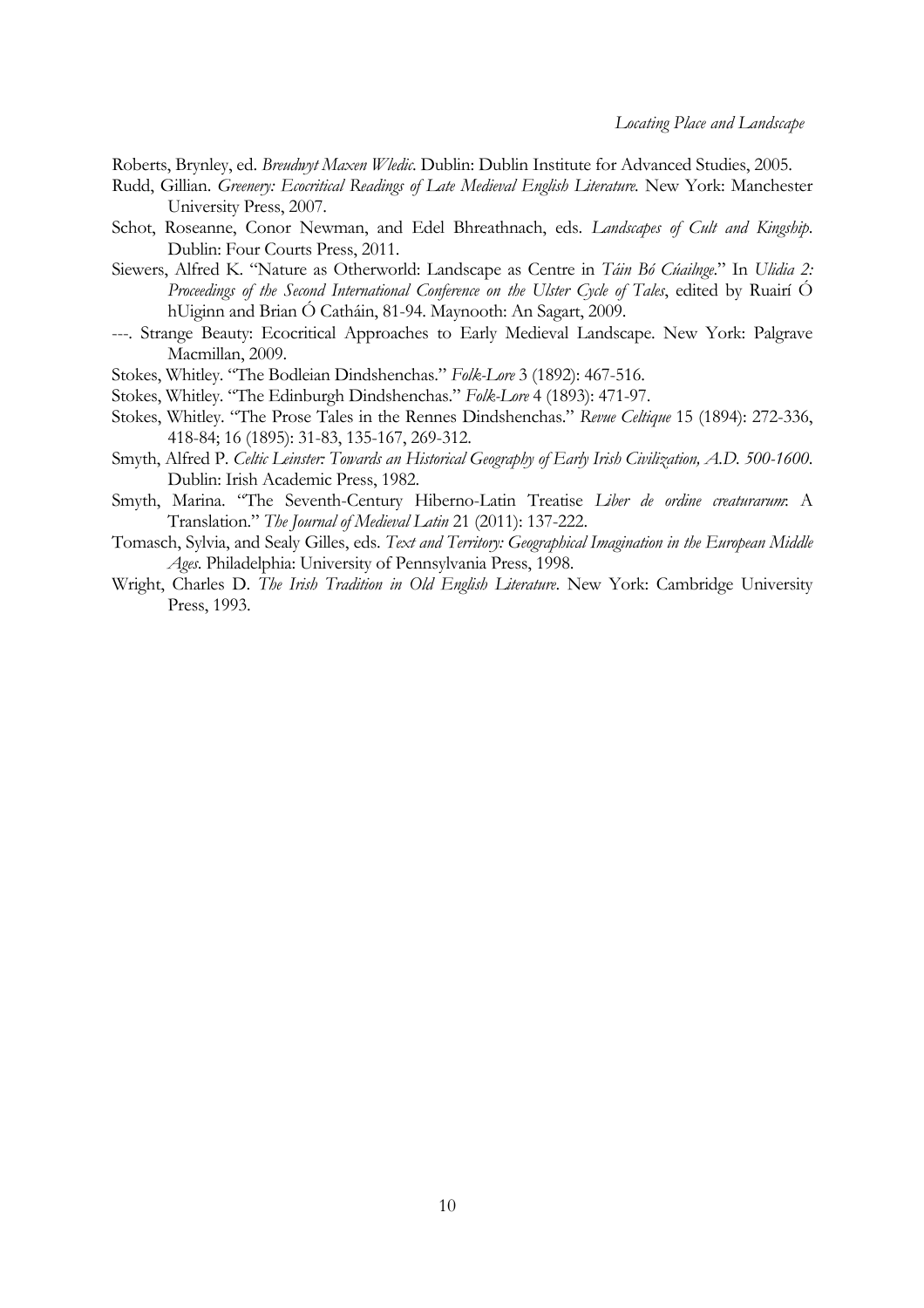Roberts, Brynley, ed. *Breudwyt Maxen Wledic*. Dublin: Dublin Institute for Advanced Studies, 2005.

Rudd, Gillian. *Greenery: Ecocritical Readings of Late Medieval English Literature.* New York: Manchester University Press, 2007.

Schot, Roseanne, Conor Newman, and Edel Bhreathnach, eds. *Landscapes of Cult and Kingship*. Dublin: Four Courts Press, 2011.

Siewers, Alfred K. "Nature as Otherworld: Landscape as Centre in *Táin Bó Cúailnge*." In *Ulidia 2: Proceedings of the Second International Conference on the Ulster Cycle of Tales*, edited by Ruairí Ó hUiginn and Brian Ó Catháin, 81-94. Maynooth: An Sagart, 2009.

---. Strange Beauty: Ecocritical Approaches to Early Medieval Landscape. New York: Palgrave Macmillan, 2009.

Stokes, Whitley. "The Bodleian Dindshenchas." *Folk-Lore* 3 (1892): 467-516.

Stokes, Whitley. "The Edinburgh Dindshenchas." *Folk-Lore* 4 (1893): 471-97.

Stokes, Whitley. "The Prose Tales in the Rennes Dindshenchas." *Revue Celtique* 15 (1894): 272-336, 418-84; 16 (1895): 31-83, 135-167, 269-312.

Smyth, Alfred P. *Celtic Leinster: Towards an Historical Geography of Early Irish Civilization, A.D. 500-1600*. Dublin: Irish Academic Press, 1982.

Smyth, Marina. "The Seventh-Century Hiberno-Latin Treatise *Liber de ordine creaturarum*: A Translation." *The Journal of Medieval Latin* 21 (2011): 137-222.

Tomasch, Sylvia, and Sealy Gilles, eds. *Text and Territory: Geographical Imagination in the European Middle Ages.* Philadelphia: University of Pennsylvania Press, 1998.

Wright, Charles D. *The Irish Tradition in Old English Literature*. New York: Cambridge University Press, 1993.